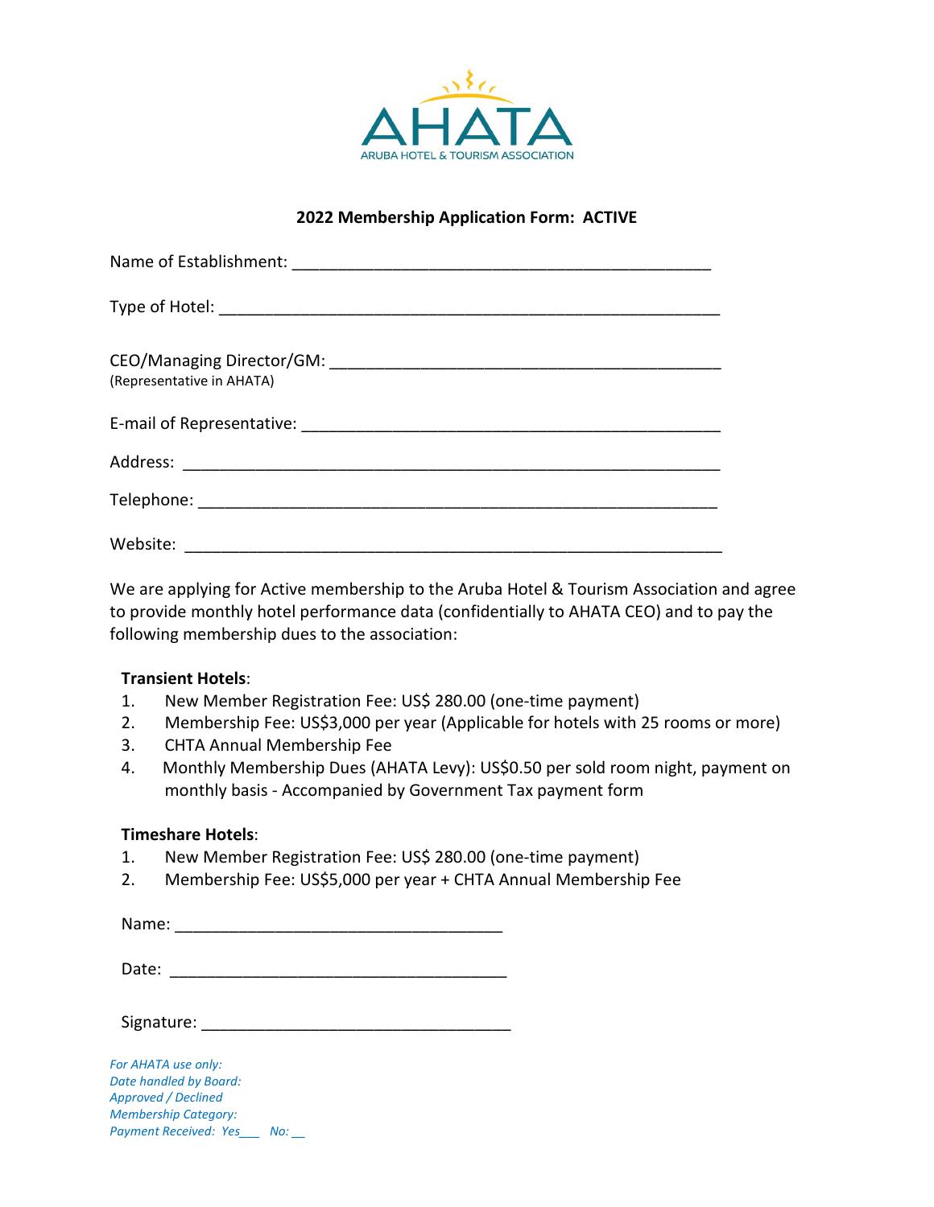AHATA

ARUBA HOTEL & TOURISM ASSOCIATION

## 2022 Membership Application Form: ACTIVE

Name of Establishment: _______________________________________________

Type of Hotel: ________________________________________________________

CEO/Managing Director/GM: ____________________________________________
(Representative in AHATA)

E-mail of Representative: _______________________________________________

Address: ____________________________________________________________

Telephone: ___________________________________________________________

Website: ____________________________________________________________

We are applying for Active membership to the Aruba Hotel & Tourism Association and agree to provide monthly hotel performance data (confidentially to AHATA CEO) and to pay the following membership dues to the association:

**Transient Hotels**:

1. New Member Registration Fee: US$ 280.00 (one-time payment)
2. Membership Fee: US$3,000 per year (Applicable for hotels with 25 rooms or more)
3. CHTA Annual Membership Fee
4. Monthly Membership Dues (AHATA Levy): US$0.50 per sold room night, payment on monthly basis - Accompanied by Government Tax payment form

**Timeshare Hotels**:

1. New Member Registration Fee: US$ 280.00 (one-time payment)
2. Membership Fee: US$5,000 per year + CHTA Annual Membership Fee

Name: ___________________________________

Date: ____________________________________

Signature: ________________________________

*For AHATA use only:*
*Date handled by Board:*
*Approved / Declined*
*Membership Category:*
*Payment Received: Yes___ No: __*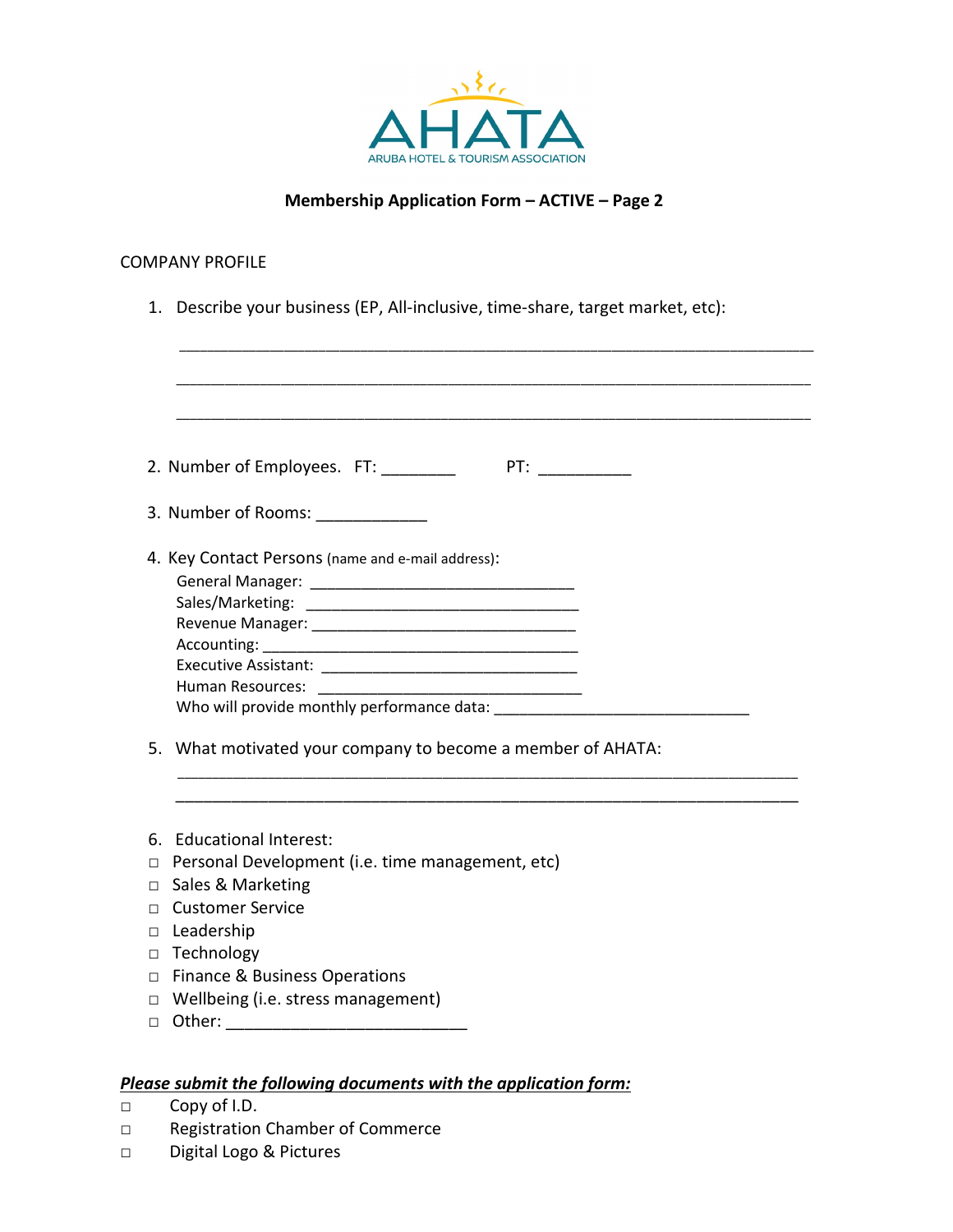AHATA

ARUBA HOTEL & TOURISM ASSOCIATION

**Membership Application Form – ACTIVE – Page 2**

COMPANY PROFILE

1. Describe your business (EP, All-inclusive, time-share, target market, etc):

______________________________________________________________________

______________________________________________________________________

______________________________________________________________________

2. Number of Employees. FT: ________ PT: __________

3. Number of Rooms: ____________

4. Key Contact Persons (name and e-mail address):
   General Manager: ______________________________
   Sales/Marketing: _______________________________
   Revenue Manager: ______________________________
   Accounting: ___________________________________
   Executive Assistant: ____________________________
   Human Resources: ______________________________
   Who will provide monthly performance data: _____________________________

5. What motivated your company to become a member of AHATA:

______________________________________________________________________

______________________________________________________________________

6. Educational Interest:

□ Personal Development (i.e. time management, etc)
□ Sales & Marketing
□ Customer Service
□ Leadership
□ Technology
□ Finance & Business Operations
□ Wellbeing (i.e. stress management)
□ Other: __________________________

***Please submit the following documents with the application form:***

□ Copy of I.D.
□ Registration Chamber of Commerce
□ Digital Logo & Pictures